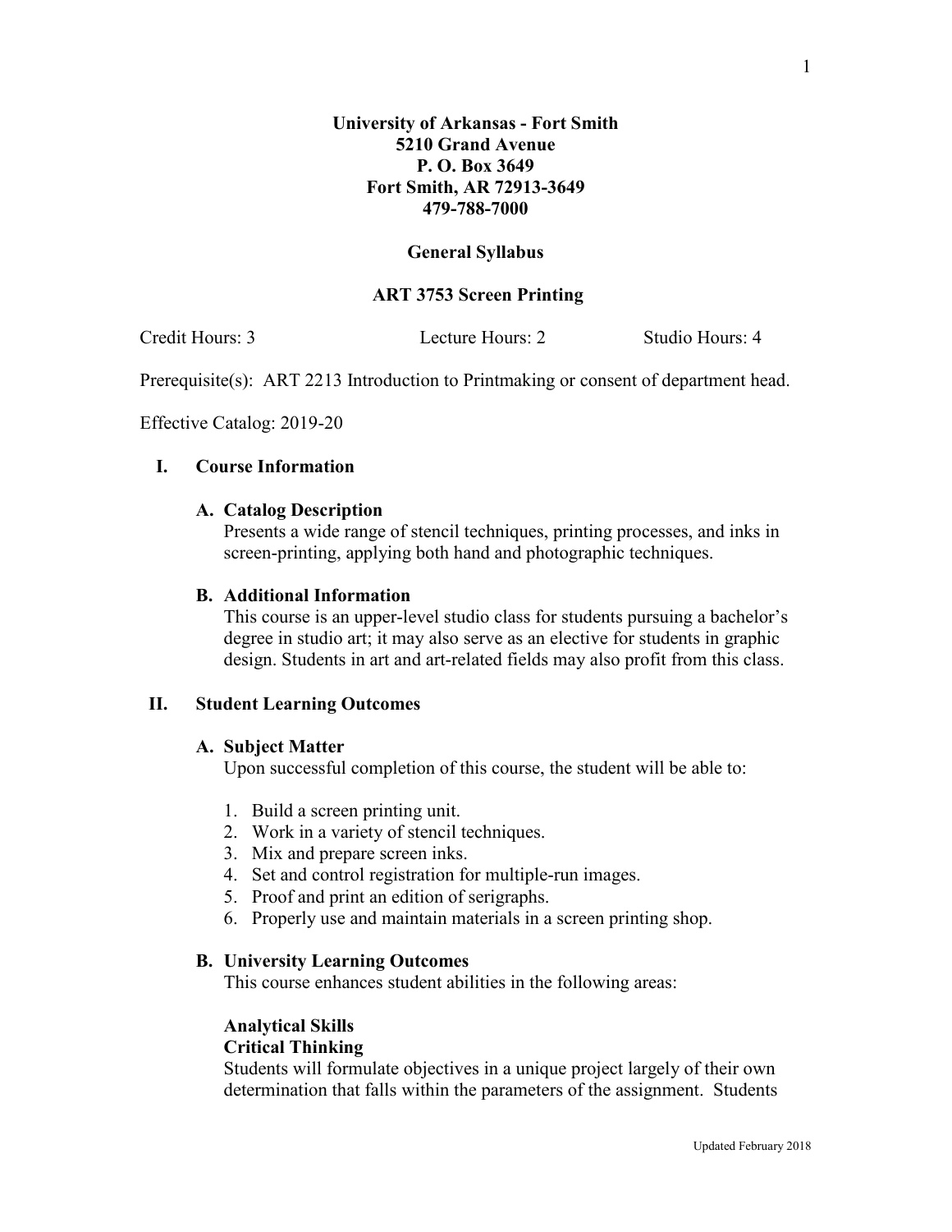**University of Arkansas - Fort Smith**
**5210 Grand Avenue**
**P. O. Box 3649**
**Fort Smith, AR 72913-3649**
**479-788-7000**

# General Syllabus

## ART 3753 Screen Printing

Credit Hours: 3 Lecture Hours: 2 Studio Hours: 4

Prerequisite(s): ART 2213 Introduction to Printmaking or consent of department head.

Effective Catalog: 2019-20

## I. Course Information

### A. Catalog Description

Presents a wide range of stencil techniques, printing processes, and inks in screen-printing, applying both hand and photographic techniques.

### B. Additional Information

This course is an upper-level studio class for students pursuing a bachelor's degree in studio art; it may also serve as an elective for students in graphic design. Students in art and art-related fields may also profit from this class.

## II. Student Learning Outcomes

### A. Subject Matter

Upon successful completion of this course, the student will be able to:

1. Build a screen printing unit.
2. Work in a variety of stencil techniques.
3. Mix and prepare screen inks.
4. Set and control registration for multiple-run images.
5. Proof and print an edition of serigraphs.
6. Properly use and maintain materials in a screen printing shop.

### B. University Learning Outcomes

This course enhances student abilities in the following areas:

**Analytical Skills**
**Critical Thinking**

Students will formulate objectives in a unique project largely of their own determination that falls within the parameters of the assignment. Students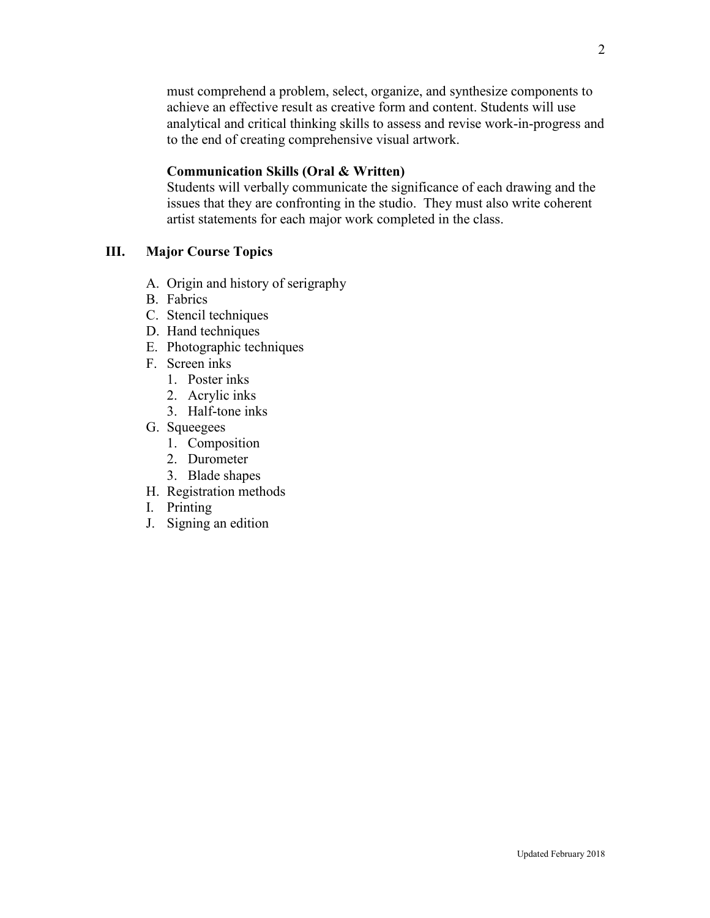must comprehend a problem, select, organize, and synthesize components to achieve an effective result as creative form and content. Students will use analytical and critical thinking skills to assess and revise work-in-progress and to the end of creating comprehensive visual artwork.

**Communication Skills (Oral & Written)**
Students will verbally communicate the significance of each drawing and the issues that they are confronting in the studio. They must also write coherent artist statements for each major work completed in the class.

## III. Major Course Topics

A. Origin and history of serigraphy
B. Fabrics
C. Stencil techniques
D. Hand techniques
E. Photographic techniques
F. Screen inks
   1. Poster inks
   2. Acrylic inks
   3. Half-tone inks
G. Squeegees
   1. Composition
   2. Durometer
   3. Blade shapes
H. Registration methods
I. Printing
J. Signing an edition

Updated February 2018